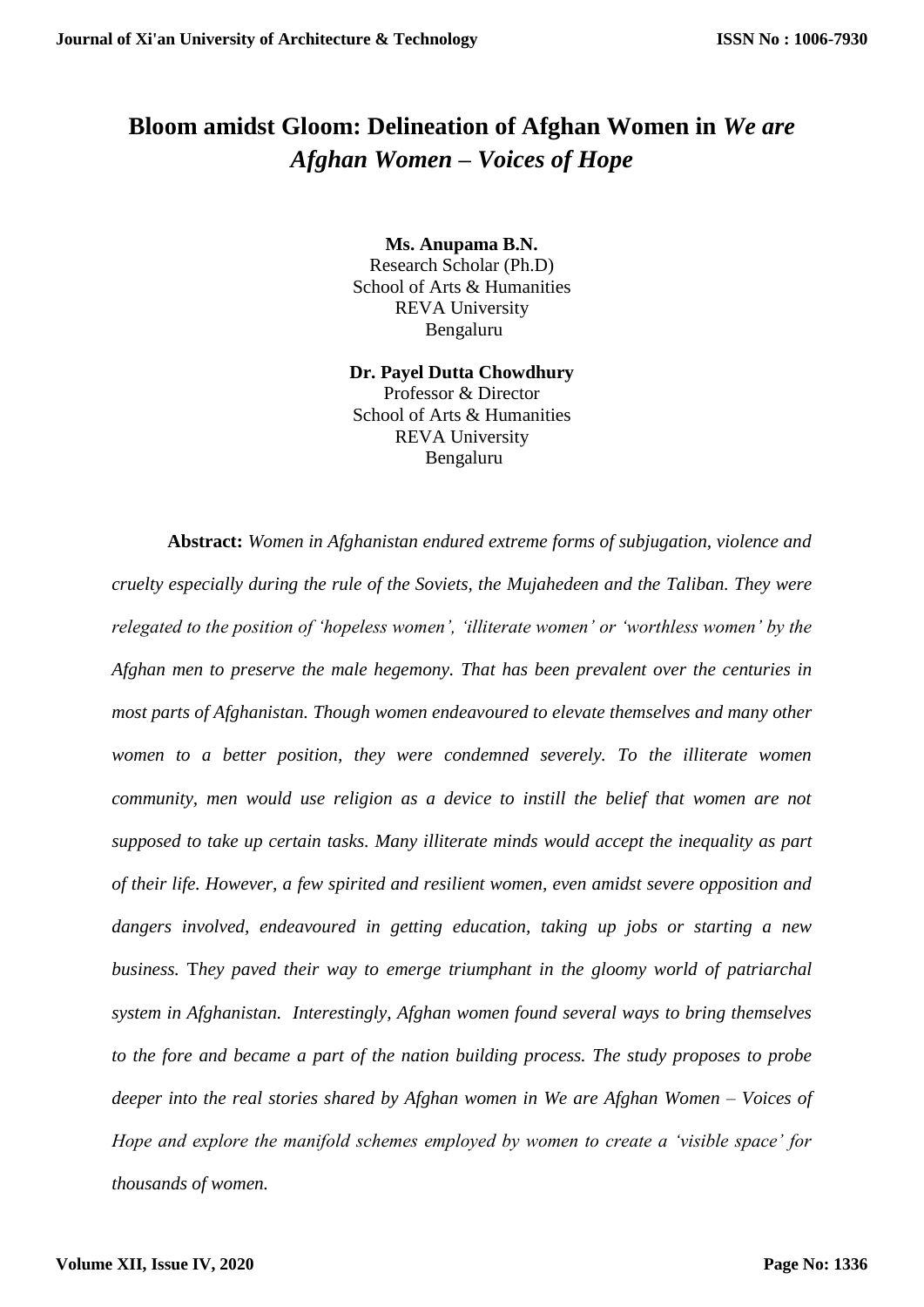# Bloom amidst Gloom: Delineation of Afghan Women in *We are Afghan Women – Voices of Hope*

**Ms. Anupama B.N.**
Research Scholar (Ph.D)
School of Arts & Humanities
REVA University
Bengaluru

**Dr. Payel Dutta Chowdhury**
Professor & Director
School of Arts & Humanities
REVA University
Bengaluru

**Abstract:** *Women in Afghanistan endured extreme forms of subjugation, violence and cruelty especially during the rule of the Soviets, the Mujahedeen and the Taliban. They were relegated to the position of 'hopeless women', 'illiterate women' or 'worthless women' by the Afghan men to preserve the male hegemony. That has been prevalent over the centuries in most parts of Afghanistan. Though women endeavoured to elevate themselves and many other women to a better position, they were condemned severely. To the illiterate women community, men would use religion as a device to instill the belief that women are not supposed to take up certain tasks. Many illiterate minds would accept the inequality as part of their life. However, a few spirited and resilient women, even amidst severe opposition and dangers involved, endeavoured in getting education, taking up jobs or starting a new business.* T*hey paved their way to emerge triumphant in the gloomy world of patriarchal system in Afghanistan. Interestingly, Afghan women found several ways to bring themselves to the fore and became a part of the nation building process. The study proposes to probe deeper into the real stories shared by Afghan women in We are Afghan Women – Voices of Hope and explore the manifold schemes employed by women to create a 'visible space' for thousands of women.*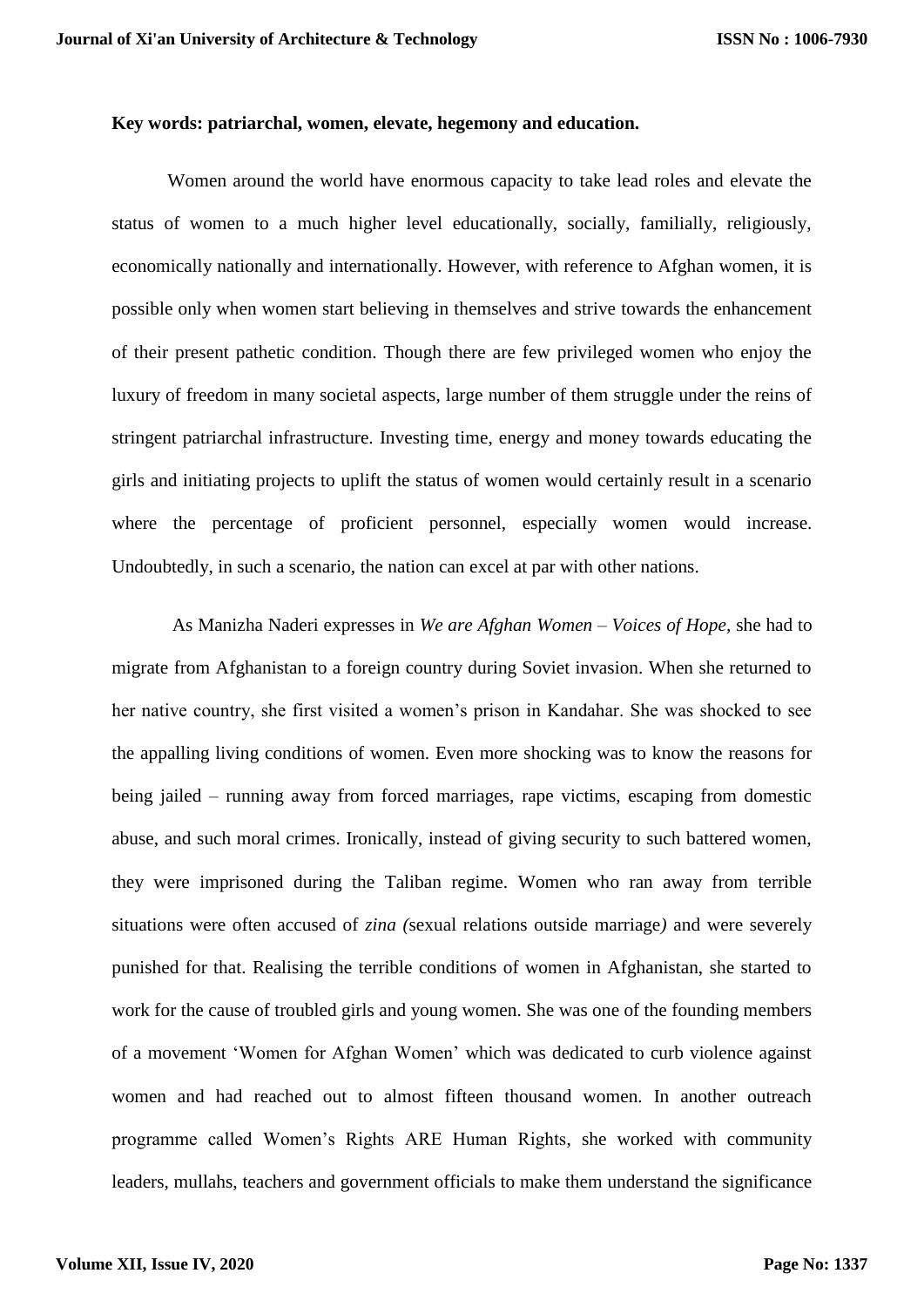**Key words: patriarchal, women, elevate, hegemony and education.**

Women around the world have enormous capacity to take lead roles and elevate the status of women to a much higher level educationally, socially, familially, religiously, economically nationally and internationally. However, with reference to Afghan women, it is possible only when women start believing in themselves and strive towards the enhancement of their present pathetic condition. Though there are few privileged women who enjoy the luxury of freedom in many societal aspects, large number of them struggle under the reins of stringent patriarchal infrastructure. Investing time, energy and money towards educating the girls and initiating projects to uplift the status of women would certainly result in a scenario where the percentage of proficient personnel, especially women would increase. Undoubtedly, in such a scenario, the nation can excel at par with other nations.

As Manizha Naderi expresses in *We are Afghan Women – Voices of Hope,* she had to migrate from Afghanistan to a foreign country during Soviet invasion. When she returned to her native country, she first visited a women's prison in Kandahar. She was shocked to see the appalling living conditions of women. Even more shocking was to know the reasons for being jailed – running away from forced marriages, rape victims, escaping from domestic abuse, and such moral crimes. Ironically, instead of giving security to such battered women, they were imprisoned during the Taliban regime. Women who ran away from terrible situations were often accused of *zina (*sexual relations outside marriage*)* and were severely punished for that. Realising the terrible conditions of women in Afghanistan, she started to work for the cause of troubled girls and young women. She was one of the founding members of a movement 'Women for Afghan Women' which was dedicated to curb violence against women and had reached out to almost fifteen thousand women. In another outreach programme called Women's Rights ARE Human Rights, she worked with community leaders, mullahs, teachers and government officials to make them understand the significance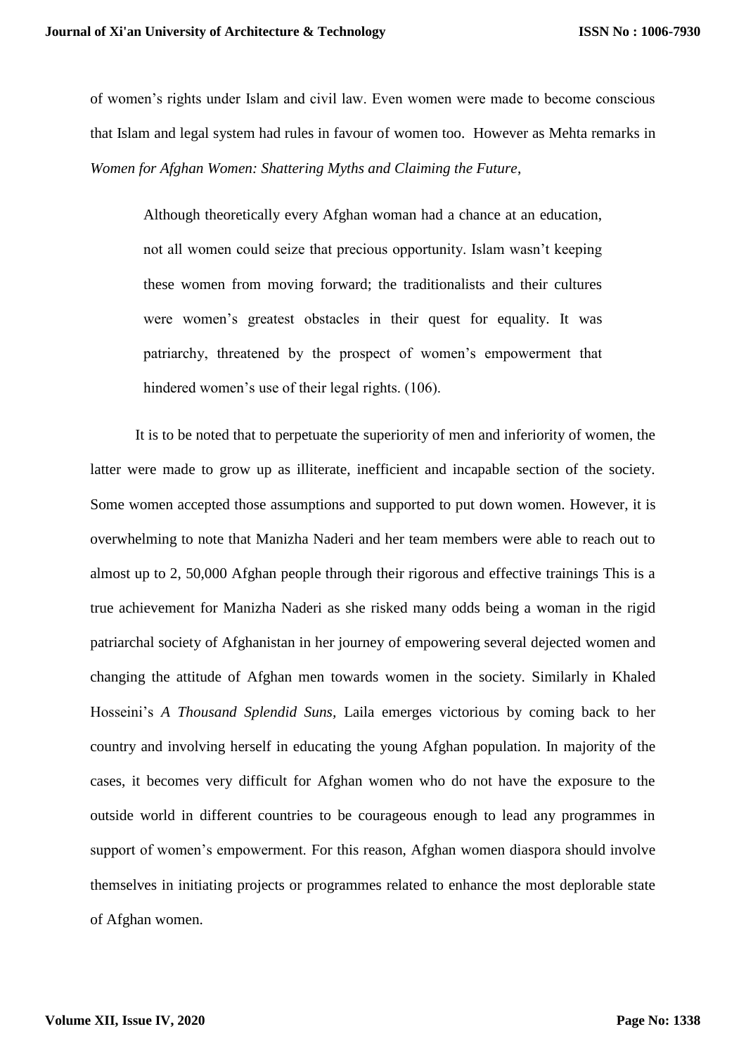of women's rights under Islam and civil law. Even women were made to become conscious that Islam and legal system had rules in favour of women too. However as Mehta remarks in *Women for Afghan Women: Shattering Myths and Claiming the Future*,

> Although theoretically every Afghan woman had a chance at an education, not all women could seize that precious opportunity. Islam wasn't keeping these women from moving forward; the traditionalists and their cultures were women's greatest obstacles in their quest for equality. It was patriarchy, threatened by the prospect of women's empowerment that hindered women's use of their legal rights. (106).

It is to be noted that to perpetuate the superiority of men and inferiority of women, the latter were made to grow up as illiterate, inefficient and incapable section of the society. Some women accepted those assumptions and supported to put down women. However, it is overwhelming to note that Manizha Naderi and her team members were able to reach out to almost up to 2, 50,000 Afghan people through their rigorous and effective trainings This is a true achievement for Manizha Naderi as she risked many odds being a woman in the rigid patriarchal society of Afghanistan in her journey of empowering several dejected women and changing the attitude of Afghan men towards women in the society. Similarly in Khaled Hosseini's *A Thousand Splendid Suns,* Laila emerges victorious by coming back to her country and involving herself in educating the young Afghan population. In majority of the cases, it becomes very difficult for Afghan women who do not have the exposure to the outside world in different countries to be courageous enough to lead any programmes in support of women's empowerment. For this reason, Afghan women diaspora should involve themselves in initiating projects or programmes related to enhance the most deplorable state of Afghan women.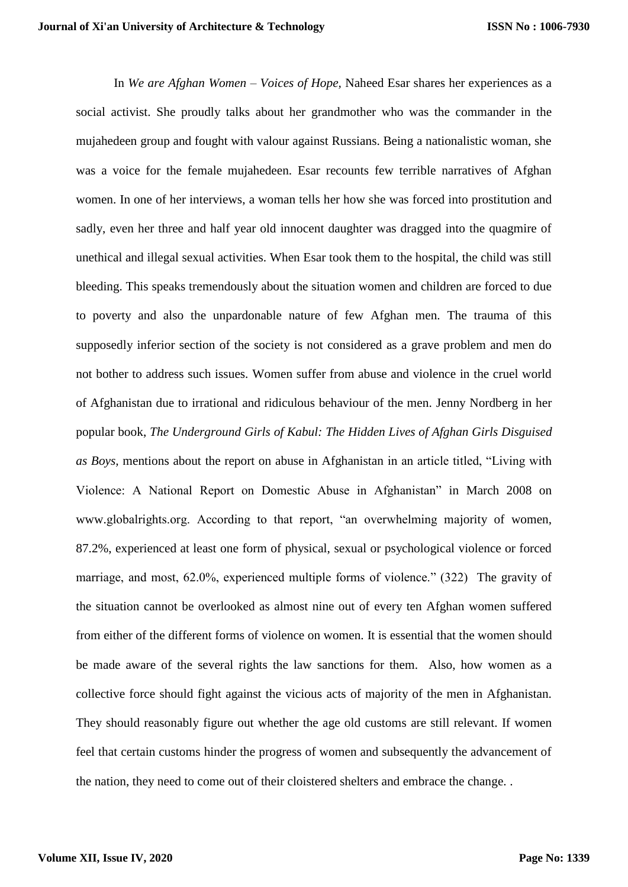In *We are Afghan Women – Voices of Hope,* Naheed Esar shares her experiences as a social activist. She proudly talks about her grandmother who was the commander in the mujahedeen group and fought with valour against Russians. Being a nationalistic woman, she was a voice for the female mujahedeen. Esar recounts few terrible narratives of Afghan women. In one of her interviews, a woman tells her how she was forced into prostitution and sadly, even her three and half year old innocent daughter was dragged into the quagmire of unethical and illegal sexual activities. When Esar took them to the hospital, the child was still bleeding. This speaks tremendously about the situation women and children are forced to due to poverty and also the unpardonable nature of few Afghan men. The trauma of this supposedly inferior section of the society is not considered as a grave problem and men do not bother to address such issues. Women suffer from abuse and violence in the cruel world of Afghanistan due to irrational and ridiculous behaviour of the men. Jenny Nordberg in her popular book, *The Underground Girls of Kabul: The Hidden Lives of Afghan Girls Disguised as Boys,* mentions about the report on abuse in Afghanistan in an article titled, "Living with Violence: A National Report on Domestic Abuse in Afghanistan" in March 2008 on www.globalrights.org. According to that report, "an overwhelming majority of women, 87.2%, experienced at least one form of physical, sexual or psychological violence or forced marriage, and most, 62.0%, experienced multiple forms of violence." (322) The gravity of the situation cannot be overlooked as almost nine out of every ten Afghan women suffered from either of the different forms of violence on women. It is essential that the women should be made aware of the several rights the law sanctions for them. Also, how women as a collective force should fight against the vicious acts of majority of the men in Afghanistan. They should reasonably figure out whether the age old customs are still relevant. If women feel that certain customs hinder the progress of women and subsequently the advancement of the nation, they need to come out of their cloistered shelters and embrace the change. .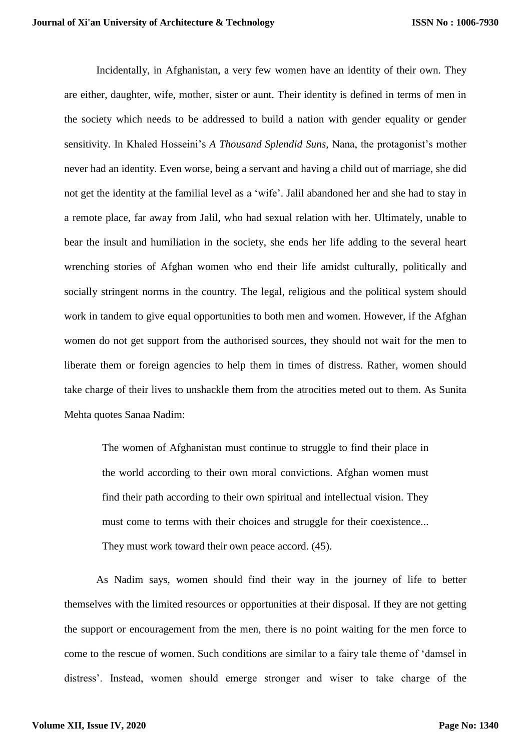Incidentally, in Afghanistan, a very few women have an identity of their own. They are either, daughter, wife, mother, sister or aunt. Their identity is defined in terms of men in the society which needs to be addressed to build a nation with gender equality or gender sensitivity. In Khaled Hosseini's *A Thousand Splendid Suns,* Nana, the protagonist's mother never had an identity. Even worse, being a servant and having a child out of marriage, she did not get the identity at the familial level as a 'wife'. Jalil abandoned her and she had to stay in a remote place, far away from Jalil, who had sexual relation with her. Ultimately, unable to bear the insult and humiliation in the society, she ends her life adding to the several heart wrenching stories of Afghan women who end their life amidst culturally, politically and socially stringent norms in the country. The legal, religious and the political system should work in tandem to give equal opportunities to both men and women. However, if the Afghan women do not get support from the authorised sources, they should not wait for the men to liberate them or foreign agencies to help them in times of distress. Rather, women should take charge of their lives to unshackle them from the atrocities meted out to them. As Sunita Mehta quotes Sanaa Nadim:

> The women of Afghanistan must continue to struggle to find their place in the world according to their own moral convictions. Afghan women must find their path according to their own spiritual and intellectual vision. They must come to terms with their choices and struggle for their coexistence... They must work toward their own peace accord. (45).

As Nadim says, women should find their way in the journey of life to better themselves with the limited resources or opportunities at their disposal. If they are not getting the support or encouragement from the men, there is no point waiting for the men force to come to the rescue of women. Such conditions are similar to a fairy tale theme of 'damsel in distress'. Instead, women should emerge stronger and wiser to take charge of the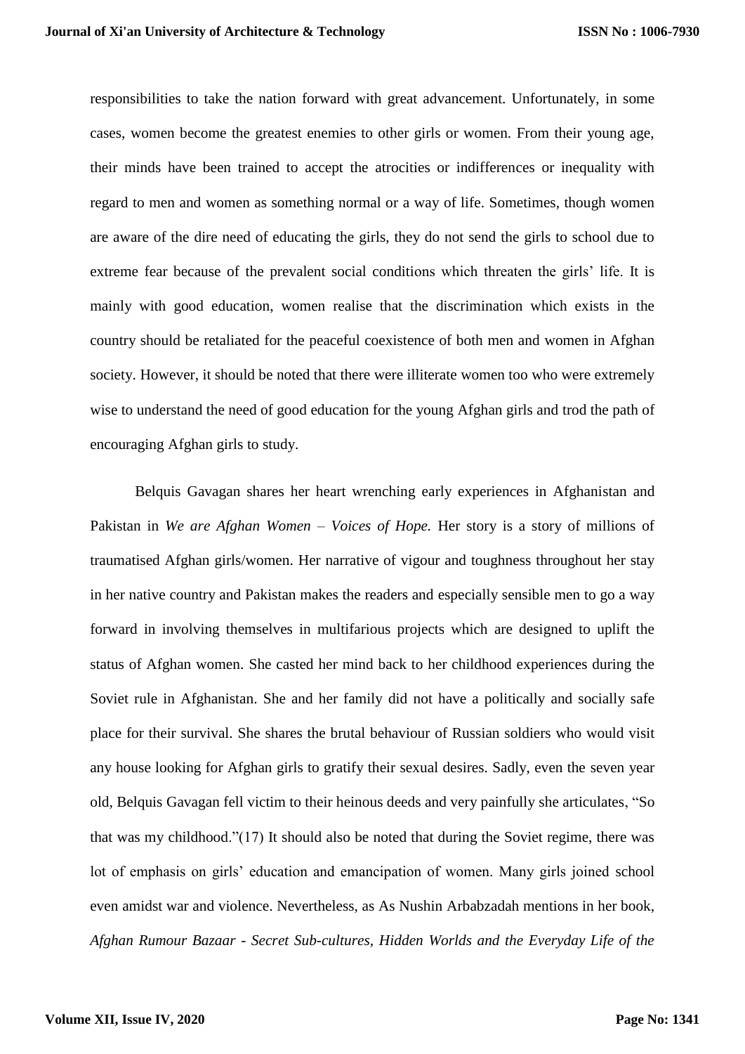responsibilities to take the nation forward with great advancement. Unfortunately, in some cases, women become the greatest enemies to other girls or women. From their young age, their minds have been trained to accept the atrocities or indifferences or inequality with regard to men and women as something normal or a way of life. Sometimes, though women are aware of the dire need of educating the girls, they do not send the girls to school due to extreme fear because of the prevalent social conditions which threaten the girls' life. It is mainly with good education, women realise that the discrimination which exists in the country should be retaliated for the peaceful coexistence of both men and women in Afghan society. However, it should be noted that there were illiterate women too who were extremely wise to understand the need of good education for the young Afghan girls and trod the path of encouraging Afghan girls to study.

Belquis Gavagan shares her heart wrenching early experiences in Afghanistan and Pakistan in *We are Afghan Women – Voices of Hope.* Her story is a story of millions of traumatised Afghan girls/women. Her narrative of vigour and toughness throughout her stay in her native country and Pakistan makes the readers and especially sensible men to go a way forward in involving themselves in multifarious projects which are designed to uplift the status of Afghan women. She casted her mind back to her childhood experiences during the Soviet rule in Afghanistan. She and her family did not have a politically and socially safe place for their survival. She shares the brutal behaviour of Russian soldiers who would visit any house looking for Afghan girls to gratify their sexual desires. Sadly, even the seven year old, Belquis Gavagan fell victim to their heinous deeds and very painfully she articulates, "So that was my childhood."(17) It should also be noted that during the Soviet regime, there was lot of emphasis on girls' education and emancipation of women. Many girls joined school even amidst war and violence. Nevertheless, as As Nushin Arbabzadah mentions in her book, *Afghan Rumour Bazaar - Secret Sub-cultures, Hidden Worlds and the Everyday Life of the*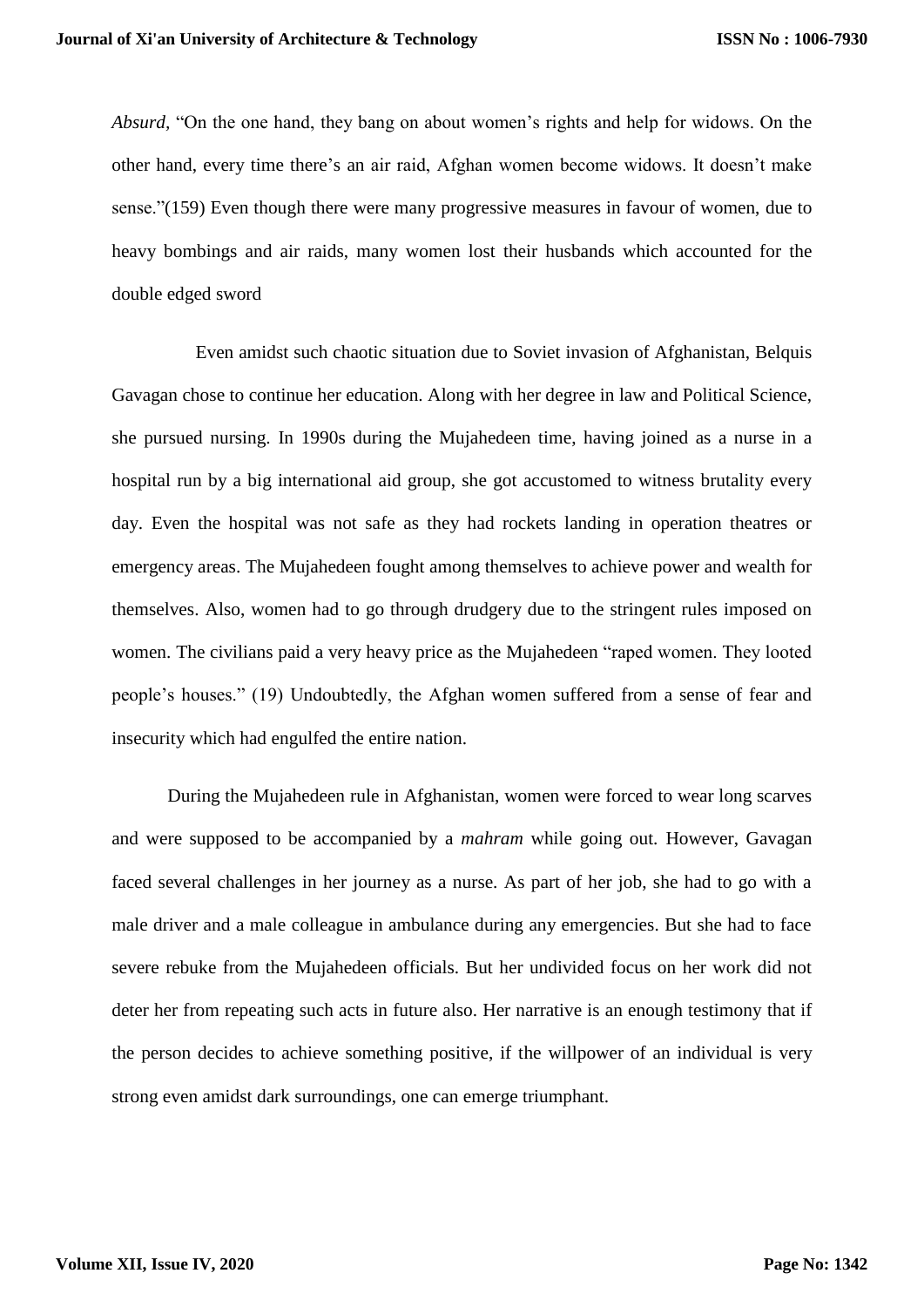*Absurd*, "On the one hand, they bang on about women's rights and help for widows. On the other hand, every time there's an air raid, Afghan women become widows. It doesn't make sense."(159) Even though there were many progressive measures in favour of women, due to heavy bombings and air raids, many women lost their husbands which accounted for the double edged sword

Even amidst such chaotic situation due to Soviet invasion of Afghanistan, Belquis Gavagan chose to continue her education. Along with her degree in law and Political Science, she pursued nursing. In 1990s during the Mujahedeen time, having joined as a nurse in a hospital run by a big international aid group, she got accustomed to witness brutality every day. Even the hospital was not safe as they had rockets landing in operation theatres or emergency areas. The Mujahedeen fought among themselves to achieve power and wealth for themselves. Also, women had to go through drudgery due to the stringent rules imposed on women. The civilians paid a very heavy price as the Mujahedeen "raped women. They looted people's houses." (19) Undoubtedly, the Afghan women suffered from a sense of fear and insecurity which had engulfed the entire nation.

During the Mujahedeen rule in Afghanistan, women were forced to wear long scarves and were supposed to be accompanied by a *mahram* while going out. However, Gavagan faced several challenges in her journey as a nurse. As part of her job, she had to go with a male driver and a male colleague in ambulance during any emergencies. But she had to face severe rebuke from the Mujahedeen officials. But her undivided focus on her work did not deter her from repeating such acts in future also. Her narrative is an enough testimony that if the person decides to achieve something positive, if the willpower of an individual is very strong even amidst dark surroundings, one can emerge triumphant.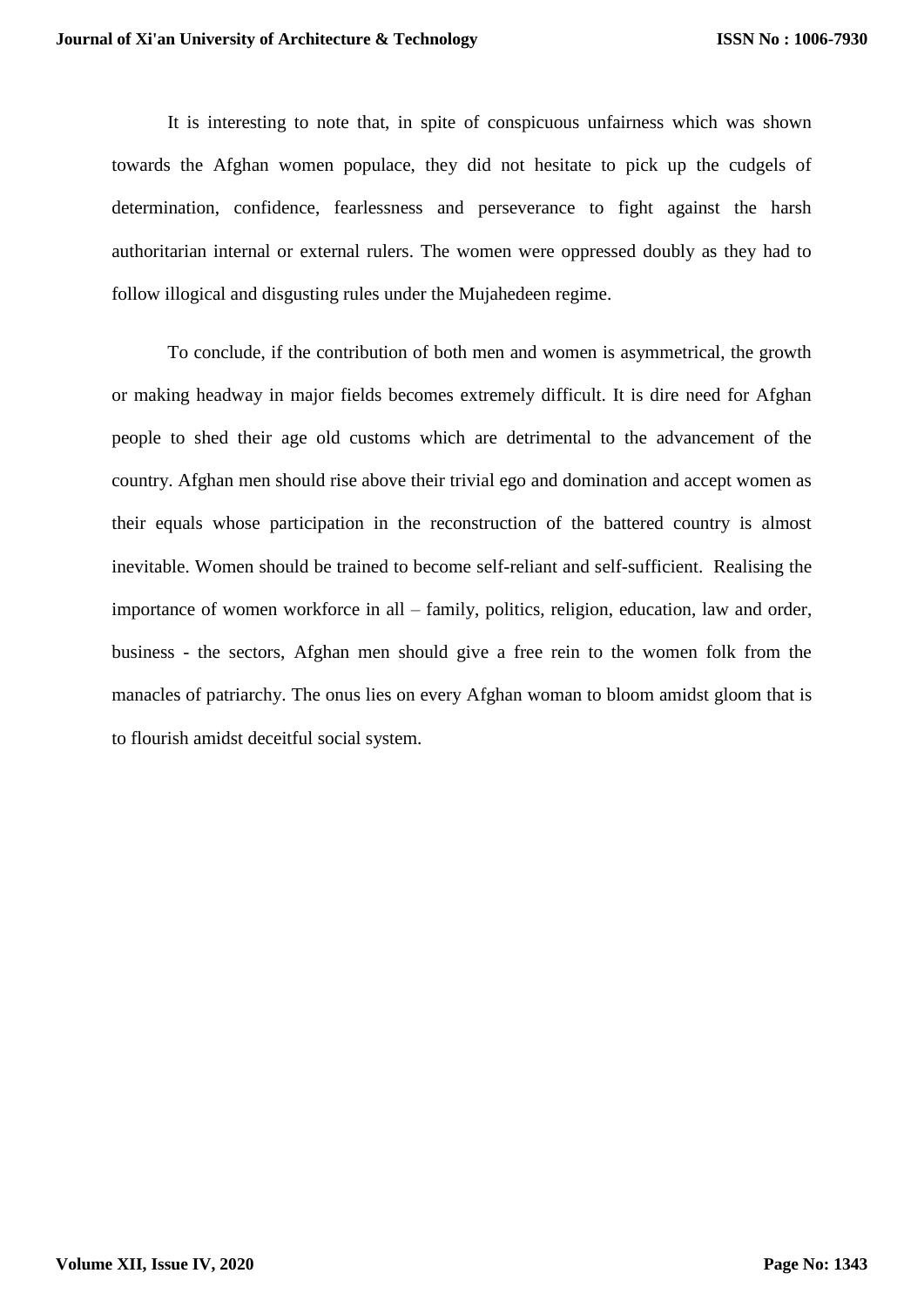It is interesting to note that, in spite of conspicuous unfairness which was shown towards the Afghan women populace, they did not hesitate to pick up the cudgels of determination, confidence, fearlessness and perseverance to fight against the harsh authoritarian internal or external rulers. The women were oppressed doubly as they had to follow illogical and disgusting rules under the Mujahedeen regime.

To conclude, if the contribution of both men and women is asymmetrical, the growth or making headway in major fields becomes extremely difficult. It is dire need for Afghan people to shed their age old customs which are detrimental to the advancement of the country. Afghan men should rise above their trivial ego and domination and accept women as their equals whose participation in the reconstruction of the battered country is almost inevitable. Women should be trained to become self-reliant and self-sufficient. Realising the importance of women workforce in all – family, politics, religion, education, law and order, business - the sectors, Afghan men should give a free rein to the women folk from the manacles of patriarchy. The onus lies on every Afghan woman to bloom amidst gloom that is to flourish amidst deceitful social system.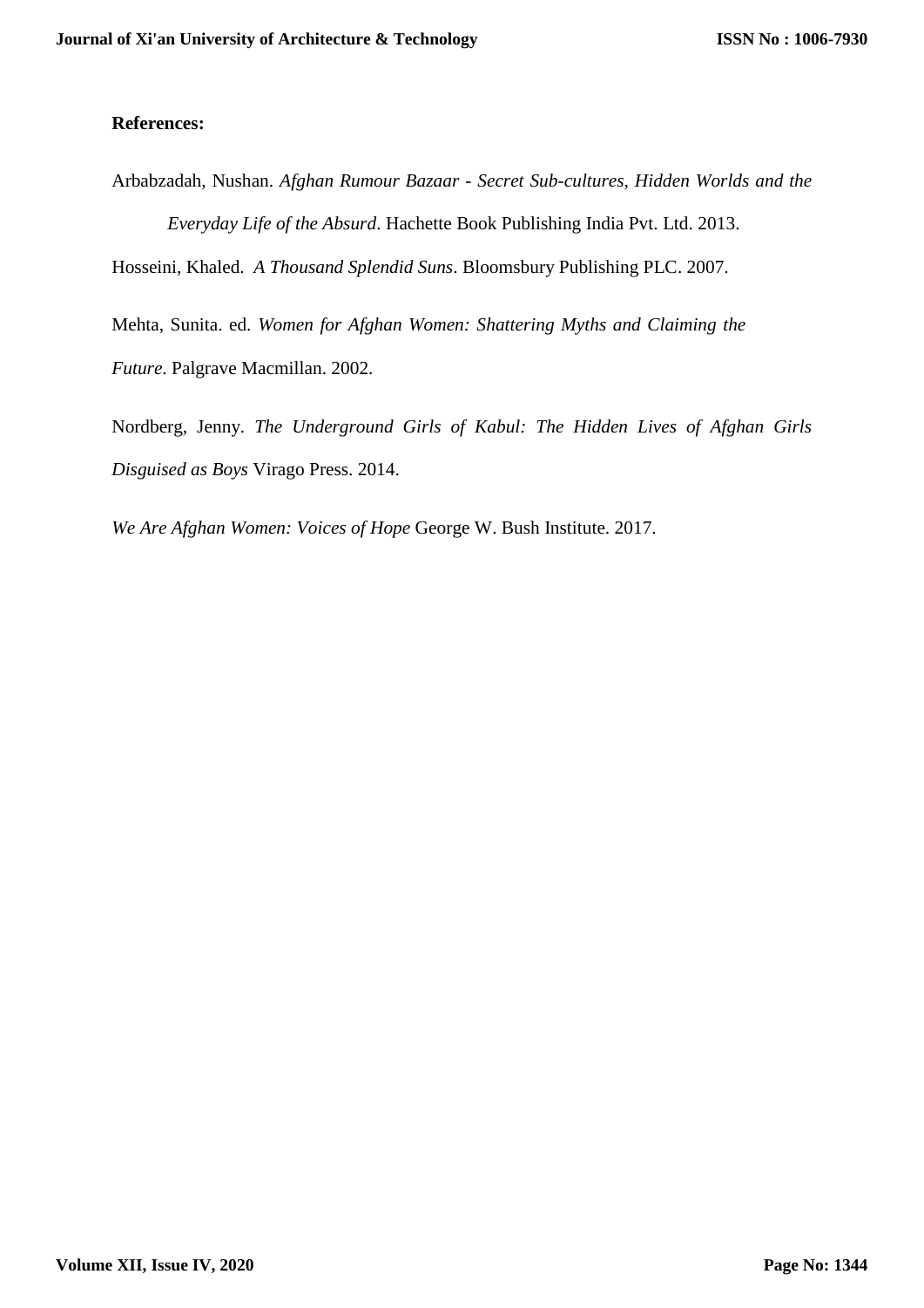**References:**

Arbabzadah, Nushan. *Afghan Rumour Bazaar - Secret Sub-cultures, Hidden Worlds and the Everyday Life of the Absurd*. Hachette Book Publishing India Pvt. Ltd. 2013.

Hosseini, Khaled. *A Thousand Splendid Suns*. Bloomsbury Publishing PLC. 2007.

Mehta, Sunita. ed. *Women for Afghan Women: Shattering Myths and Claiming the Future*. Palgrave Macmillan. 2002.

Nordberg, Jenny. *The Underground Girls of Kabul: The Hidden Lives of Afghan Girls Disguised as Boys* Virago Press. 2014.

*We Are Afghan Women: Voices of Hope* George W. Bush Institute. 2017.